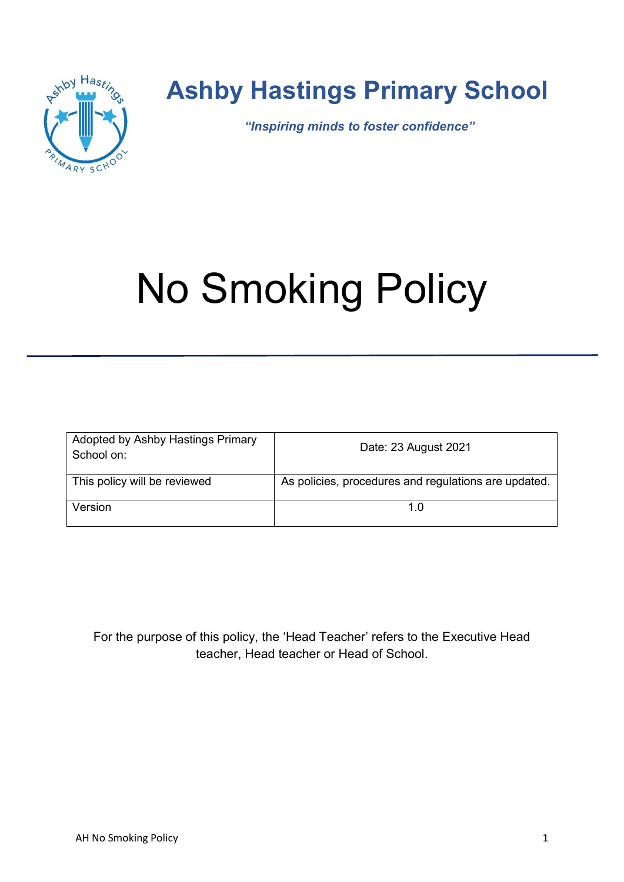# Ashby Hastings Primary School

***"Inspiring minds to foster confidence"***

# No Smoking Policy

---

| Adopted by Ashby Hastings Primary School on: | Date: 23 August 2021 |
|---|---|
| This policy will be reviewed | As policies, procedures and regulations are updated. |
| Version | 1.0 |

For the purpose of this policy, the 'Head Teacher' refers to the Executive Head teacher, Head teacher or Head of School.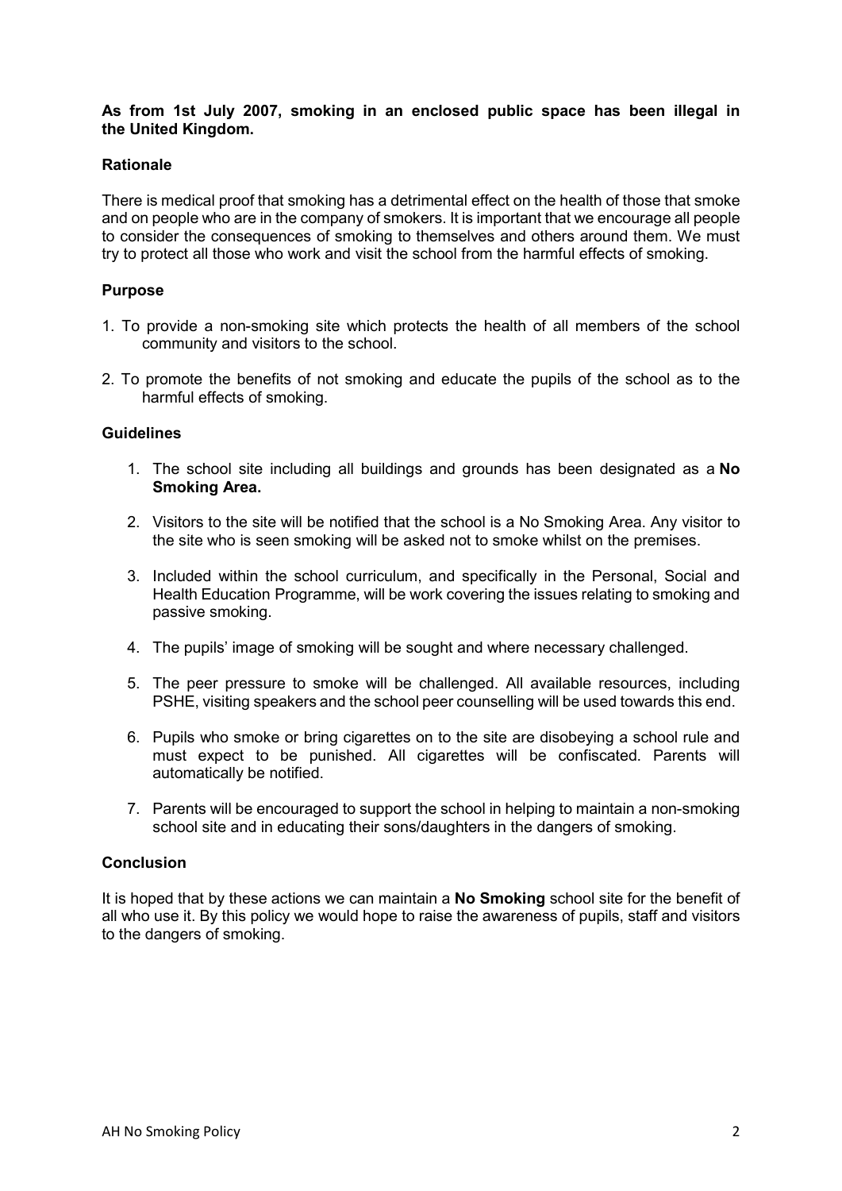**As from 1st July 2007, smoking in an enclosed public space has been illegal in the United Kingdom.**

## Rationale

There is medical proof that smoking has a detrimental effect on the health of those that smoke and on people who are in the company of smokers. It is important that we encourage all people to consider the consequences of smoking to themselves and others around them. We must try to protect all those who work and visit the school from the harmful effects of smoking.

## Purpose

1. To provide a non-smoking site which protects the health of all members of the school community and visitors to the school.
2. To promote the benefits of not smoking and educate the pupils of the school as to the harmful effects of smoking.

## Guidelines

1. The school site including all buildings and grounds has been designated as a **No Smoking Area.**
2. Visitors to the site will be notified that the school is a No Smoking Area. Any visitor to the site who is seen smoking will be asked not to smoke whilst on the premises.
3. Included within the school curriculum, and specifically in the Personal, Social and Health Education Programme, will be work covering the issues relating to smoking and passive smoking.
4. The pupils' image of smoking will be sought and where necessary challenged.
5. The peer pressure to smoke will be challenged. All available resources, including PSHE, visiting speakers and the school peer counselling will be used towards this end.
6. Pupils who smoke or bring cigarettes on to the site are disobeying a school rule and must expect to be punished. All cigarettes will be confiscated. Parents will automatically be notified.
7. Parents will be encouraged to support the school in helping to maintain a non-smoking school site and in educating their sons/daughters in the dangers of smoking.

## Conclusion

It is hoped that by these actions we can maintain a **No Smoking** school site for the benefit of all who use it. By this policy we would hope to raise the awareness of pupils, staff and visitors to the dangers of smoking.